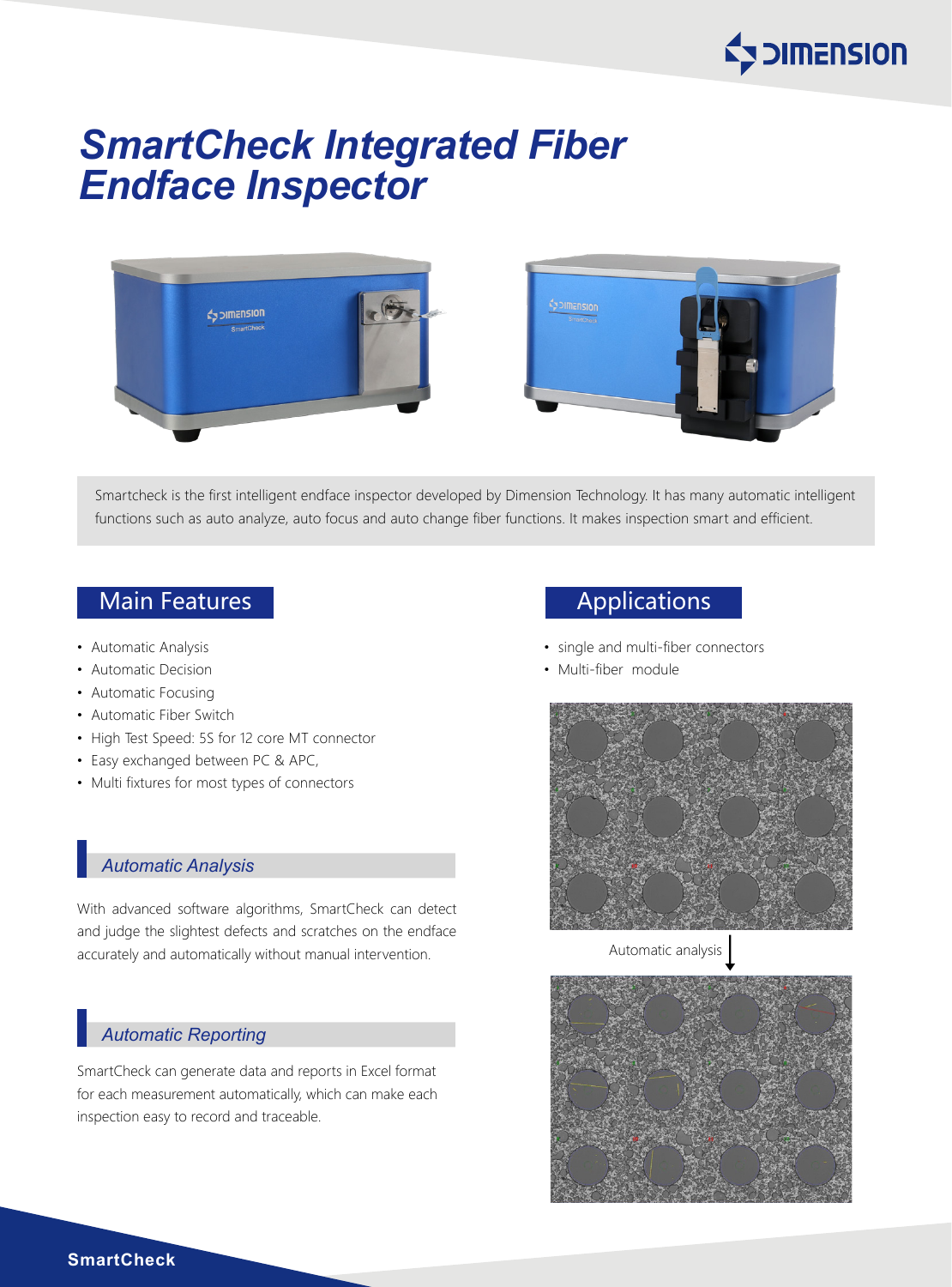# SmartCheck Integrated Fiber Endface Inspector

Smartcheck is the first intelligent endface inspector developed by Dimension Technology. It has many automatic intelligent functions such as auto analyze, auto focus and auto change fiber functions. It makes inspection smart and efficient.

## Main Features

- Automatic Analysis
- Automatic Decision
- Automatic Focusing
- Automatic Fiber Switch
- High Test Speed: 5S for 12 core MT connector
- Easy exchanged between PC & APC,
- Multi fixtures for most types of connectors

### *Automatic Analysis*

With advanced software algorithms, SmartCheck can detect and judge the slightest defects and scratches on the endface accurately and automatically without manual intervention.

### *Automatic Reporting*

SmartCheck can generate data and reports in Excel format for each measurement automatically, which can make each inspection easy to record and traceable.

## Applications

- single and multi-fiber connectors
- Multi-fiber module

Automatic analysis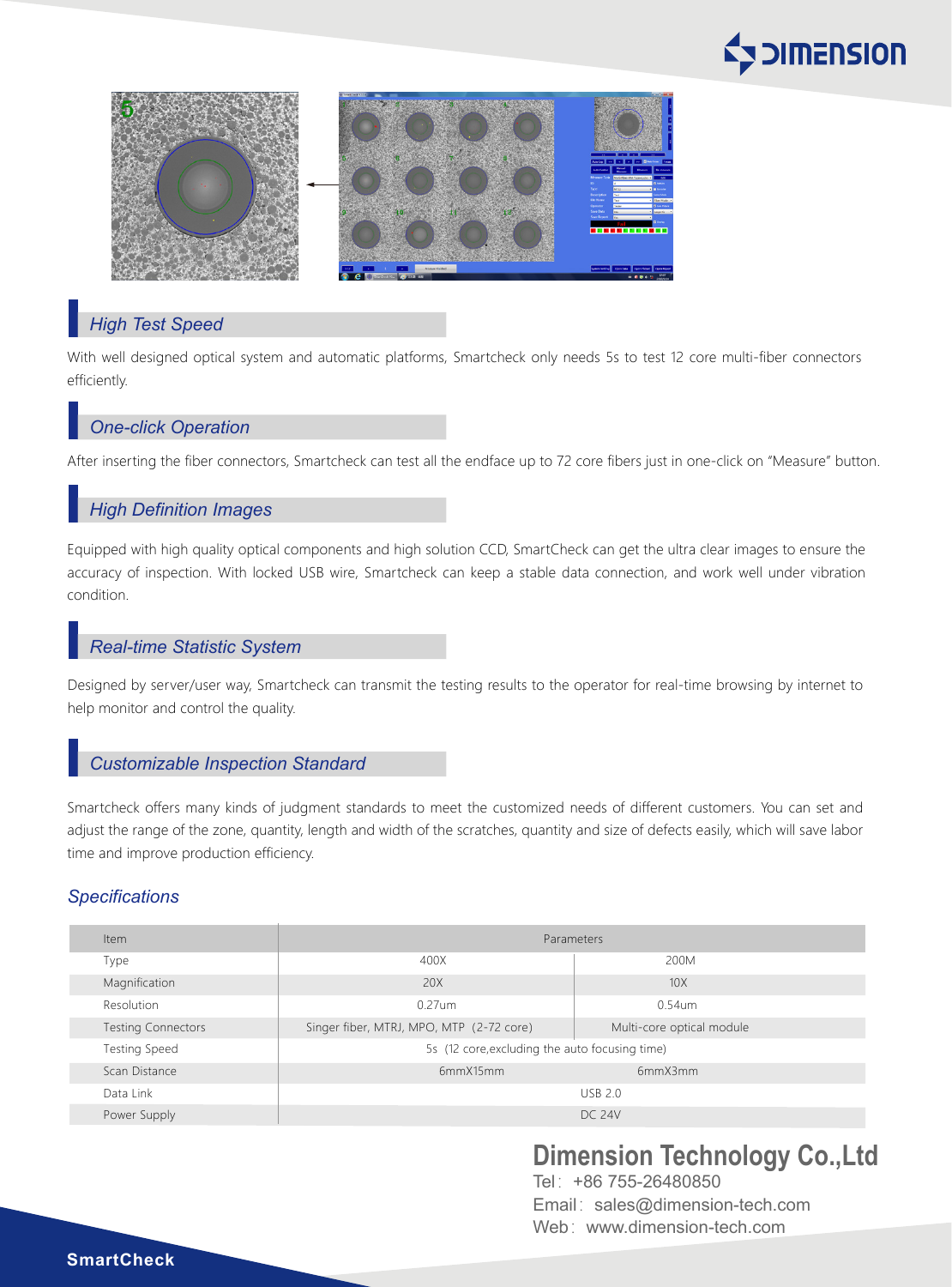## *High Test Speed*

With well designed optical system and automatic platforms, Smartcheck only needs 5s to test 12 core multi-fiber connectors efficiently.

## *One-click Operation*

After inserting the fiber connectors, Smartcheck can test all the endface up to 72 core fibers just in one-click on "Measure" button.

## *High Definition Images*

Equipped with high quality optical components and high solution CCD, SmartCheck can get the ultra clear images to ensure the accuracy of inspection. With locked USB wire, Smartcheck can keep a stable data connection, and work well under vibration condition.

## *Real-time Statistic System*

Designed by server/user way, Smartcheck can transmit the testing results to the operator for real-time browsing by internet to help monitor and control the quality.

## *Customizable Inspection Standard*

Smartcheck offers many kinds of judgment standards to meet the customized needs of different customers. You can set and adjust the range of the zone, quantity, length and width of the scratches, quantity and size of defects easily, which will save labor time and improve production efficiency.

## *Specifications*

| Item | Parameters | |
|---|---|---|
| Type | 400X | 200M |
| Magnification | 20X | 10X |
| Resolution | 0.27um | 0.54um |
| Testing Connectors | Singer fiber, MTRJ, MPO, MTP (2-72 core) | Multi-core optical module |
| Testing Speed | 5s (12 core,excluding the auto focusing time) | |
| Scan Distance | 6mmX15mm | 6mmX3mm |
| Data Link | USB 2.0 | |
| Power Supply | DC 24V | |

**Dimension Technology Co.,Ltd**

Tel: +86 755-26480850

Email: sales@dimension-tech.com

Web: www.dimension-tech.com

**SmartCheck**